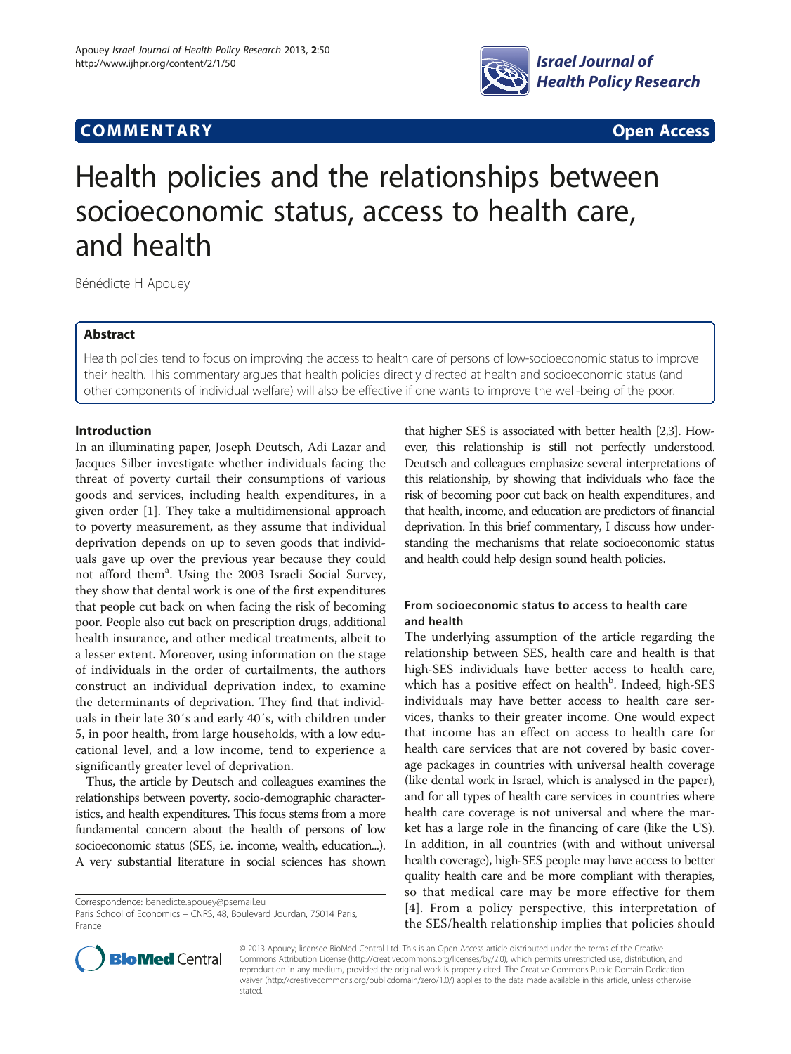COMMENTARY Open Access

# Health policies and the relationships between socioeconomic status, access to health care, and health

Bénédicte H Apouey

## Abstract

Health policies tend to focus on improving the access to health care of persons of low-socioeconomic status to improve their health. This commentary argues that health policies directly directed at health and socioeconomic status (and other components of individual welfare) will also be effective if one wants to improve the well-being of the poor.

## Introduction

In an illuminating paper, Joseph Deutsch, Adi Lazar and Jacques Silber investigate whether individuals facing the threat of poverty curtail their consumptions of various goods and services, including health expenditures, in a given order [1]. They take a multidimensional approach to poverty measurement, as they assume that individual deprivation depends on up to seven goods that individuals gave up over the previous year because they could not afford them[a]. Using the 2003 Israeli Social Survey, they show that dental work is one of the first expenditures that people cut back on when facing the risk of becoming poor. People also cut back on prescription drugs, additional health insurance, and other medical treatments, albeit to a lesser extent. Moreover, using information on the stage of individuals in the order of curtailments, the authors construct an individual deprivation index, to examine the determinants of deprivation. They find that individuals in their late 30′s and early 40′s, with children under 5, in poor health, from large households, with a low educational level, and a low income, tend to experience a significantly greater level of deprivation.

Thus, the article by Deutsch and colleagues examines the relationships between poverty, socio-demographic characteristics, and health expenditures. This focus stems from a more fundamental concern about the health of persons of low socioeconomic status (SES, i.e. income, wealth, education...). A very substantial literature in social sciences has shown that higher SES is associated with better health [2,3]. However, this relationship is still not perfectly understood. Deutsch and colleagues emphasize several interpretations of this relationship, by showing that individuals who face the risk of becoming poor cut back on health expenditures, and that health, income, and education are predictors of financial deprivation. In this brief commentary, I discuss how understanding the mechanisms that relate socioeconomic status and health could help design sound health policies.

## From socioeconomic status to access to health care and health

The underlying assumption of the article regarding the relationship between SES, health care and health is that high-SES individuals have better access to health care, which has a positive effect on health[b]. Indeed, high-SES individuals may have better access to health care services, thanks to their greater income. One would expect that income has an effect on access to health care for health care services that are not covered by basic coverage packages in countries with universal health coverage (like dental work in Israel, which is analysed in the paper), and for all types of health care services in countries where health care coverage is not universal and where the market has a large role in the financing of care (like the US). In addition, in all countries (with and without universal health coverage), high-SES people may have access to better quality health care and be more compliant with therapies, so that medical care may be more effective for them [4]. From a policy perspective, this interpretation of the SES/health relationship implies that policies should

Correspondence: benedicte.apouey@psemail.eu
Paris School of Economics – CNRS, 48, Boulevard Jourdan, 75014 Paris, France

© 2013 Apouey; licensee BioMed Central Ltd. This is an Open Access article distributed under the terms of the Creative Commons Attribution License (http://creativecommons.org/licenses/by/2.0), which permits unrestricted use, distribution, and reproduction in any medium, provided the original work is properly cited. The Creative Commons Public Domain Dedication waiver (http://creativecommons.org/publicdomain/zero/1.0/) applies to the data made available in this article, unless otherwise stated.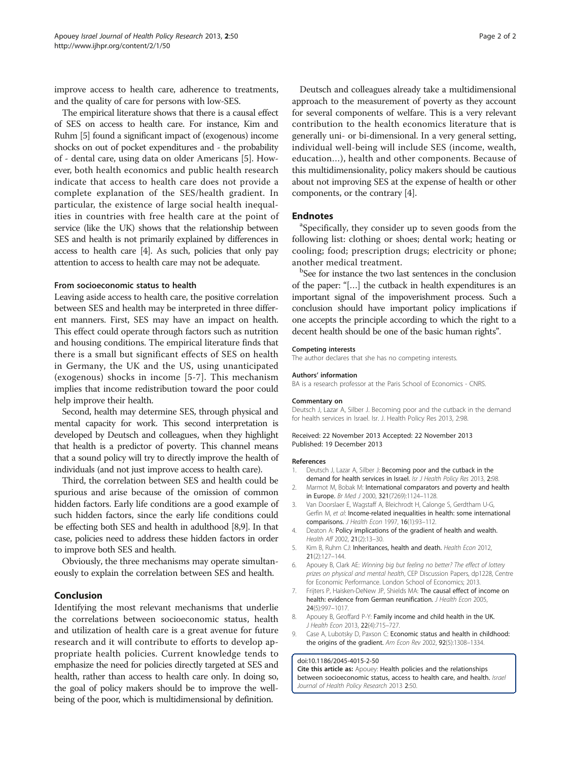improve access to health care, adherence to treatments, and the quality of care for persons with low-SES.

The empirical literature shows that there is a causal effect of SES on access to health care. For instance, Kim and Ruhm [5] found a significant impact of (exogenous) income shocks on out of pocket expenditures and - the probability of - dental care, using data on older Americans [5]. However, both health economics and public health research indicate that access to health care does not provide a complete explanation of the SES/health gradient. In particular, the existence of large social health inequalities in countries with free health care at the point of service (like the UK) shows that the relationship between SES and health is not primarily explained by differences in access to health care [4]. As such, policies that only pay attention to access to health care may not be adequate.

### From socioeconomic status to health

Leaving aside access to health care, the positive correlation between SES and health may be interpreted in three different manners. First, SES may have an impact on health. This effect could operate through factors such as nutrition and housing conditions. The empirical literature finds that there is a small but significant effects of SES on health in Germany, the UK and the US, using unanticipated (exogenous) shocks in income [5-7]. This mechanism implies that income redistribution toward the poor could help improve their health.

Second, health may determine SES, through physical and mental capacity for work. This second interpretation is developed by Deutsch and colleagues, when they highlight that health is a predictor of poverty. This channel means that a sound policy will try to directly improve the health of individuals (and not just improve access to health care).

Third, the correlation between SES and health could be spurious and arise because of the omission of common hidden factors. Early life conditions are a good example of such hidden factors, since the early life conditions could be effecting both SES and health in adulthood [8,9]. In that case, policies need to address these hidden factors in order to improve both SES and health.

Obviously, the three mechanisms may operate simultaneously to explain the correlation between SES and health.

## Conclusion

Identifying the most relevant mechanisms that underlie the correlations between socioeconomic status, health and utilization of health care is a great avenue for future research and it will contribute to efforts to develop appropriate health policies. Current knowledge tends to emphasize the need for policies directly targeted at SES and health, rather than access to health care only. In doing so, the goal of policy makers should be to improve the well-being of the poor, which is multidimensional by definition.

Deutsch and colleagues already take a multidimensional approach to the measurement of poverty as they account for several components of welfare. This is a very relevant contribution to the health economics literature that is generally uni- or bi-dimensional. In a very general setting, individual well-being will include SES (income, wealth, education…), health and other components. Because of this multidimensionality, policy makers should be cautious about not improving SES at the expense of health or other components, or the contrary [4].

## Endnotes

[a]Specifically, they consider up to seven goods from the following list: clothing or shoes; dental work; heating or cooling; food; prescription drugs; electricity or phone; another medical treatment.

[b]See for instance the two last sentences in the conclusion of the paper: "[…] the cutback in health expenditures is an important signal of the impoverishment process. Such a conclusion should have important policy implications if one accepts the principle according to which the right to a decent health should be one of the basic human rights".

#### Competing interests

The author declares that she has no competing interests.

#### Authors' information

BA is a research professor at the Paris School of Economics - CNRS.

#### Commentary on

Deutsch J, Lazar A, Silber J. Becoming poor and the cutback in the demand for health services in Israel. Isr. J. Health Policy Res 2013, 2:98.

Received: 22 November 2013 Accepted: 22 November 2013
Published: 19 December 2013

#### References

1. Deutsch J, Lazar A, Silber J: **Becoming poor and the cutback in the demand for health services in Israel.** *Isr J Health Policy Res* 2013, **2:**98.
2. Marmot M, Bobak M: **International comparators and poverty and health in Europe.** *Br Med J* 2000, **321**(7269):1124–1128.
3. Van Doorslaer E, Wagstaff A, Bleichrodt H, Calonge S, Gerdtham U-G, Gerfin M, *et al*: **Income-related inequalities in health: some international comparisons.** *J Health Econ* 1997, **16**(1):93–112.
4. Deaton A: **Policy implications of the gradient of health and wealth.** *Health Aff* 2002, **21**(2):13–30.
5. Kim B, Ruhm CJ: **Inheritances, health and death.** *Health Econ* 2012, **21**(2):127–144.
6. Apouey B, Clark AE: *Winning big but feeling no better? The effect of lottery prizes on physical and mental health*, CEP Discussion Papers, dp1228, Centre for Economic Performance. London School of Economics; 2013.
7. Frijters P, Haisken-DeNew JP, Shields MA: **The causal effect of income on health: evidence from German reunification.** *J Health Econ* 2005, **24**(5):997–1017.
8. Apouey B, Geoffard P-Y: **Family income and child health in the UK.** *J Health Econ* 2013, **22**(4):715–727.
9. Case A, Lubotsky D, Paxson C: **Economic status and health in childhood: the origins of the gradient.** *Am Econ Rev* 2002, **92**(5):1308–1334.

doi:10.1186/2045-4015-2-50
**Cite this article as:** Apouey: Health policies and the relationships between socioeconomic status, access to health care, and health. *Israel Journal of Health Policy Research* 2013 **2**:50.